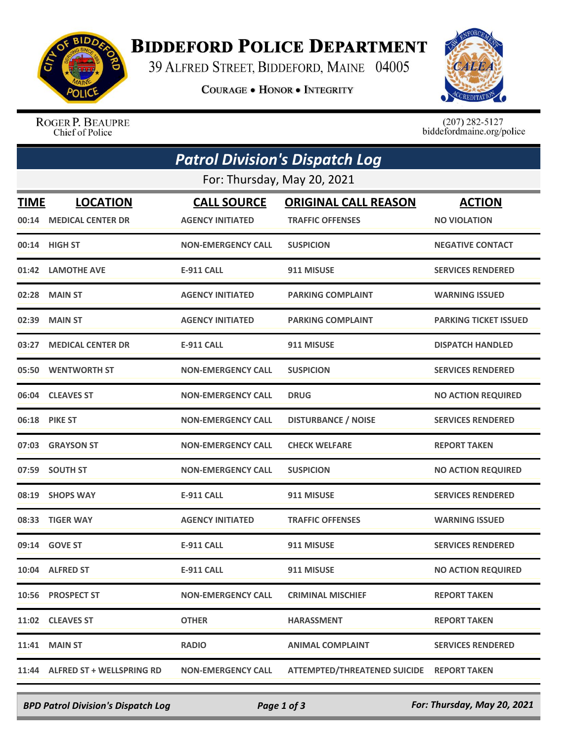# Biddeford Police Department

39 Alfred Street, Biddeford, Maine 04005

Courage • Honor • Integrity

Roger P. Beaupre
Chief of Police

(207) 282-5127
biddefordmaine.org/police

## Patrol Division's Dispatch Log

For: Thursday, May 20, 2021

| TIME | LOCATION | CALL SOURCE | ORIGINAL CALL REASON | ACTION |
|---|---|---|---|---|
| 00:14 | MEDICAL CENTER DR | AGENCY INITIATED | TRAFFIC OFFENSES | NO VIOLATION |
| 00:14 | HIGH ST | NON-EMERGENCY CALL | SUSPICION | NEGATIVE CONTACT |
| 01:42 | LAMOTHE AVE | E-911 CALL | 911 MISUSE | SERVICES RENDERED |
| 02:28 | MAIN ST | AGENCY INITIATED | PARKING COMPLAINT | WARNING ISSUED |
| 02:39 | MAIN ST | AGENCY INITIATED | PARKING COMPLAINT | PARKING TICKET ISSUED |
| 03:27 | MEDICAL CENTER DR | E-911 CALL | 911 MISUSE | DISPATCH HANDLED |
| 05:50 | WENTWORTH ST | NON-EMERGENCY CALL | SUSPICION | SERVICES RENDERED |
| 06:04 | CLEAVES ST | NON-EMERGENCY CALL | DRUG | NO ACTION REQUIRED |
| 06:18 | PIKE ST | NON-EMERGENCY CALL | DISTURBANCE / NOISE | SERVICES RENDERED |
| 07:03 | GRAYSON ST | NON-EMERGENCY CALL | CHECK WELFARE | REPORT TAKEN |
| 07:59 | SOUTH ST | NON-EMERGENCY CALL | SUSPICION | NO ACTION REQUIRED |
| 08:19 | SHOPS WAY | E-911 CALL | 911 MISUSE | SERVICES RENDERED |
| 08:33 | TIGER WAY | AGENCY INITIATED | TRAFFIC OFFENSES | WARNING ISSUED |
| 09:14 | GOVE ST | E-911 CALL | 911 MISUSE | SERVICES RENDERED |
| 10:04 | ALFRED ST | E-911 CALL | 911 MISUSE | NO ACTION REQUIRED |
| 10:56 | PROSPECT ST | NON-EMERGENCY CALL | CRIMINAL MISCHIEF | REPORT TAKEN |
| 11:02 | CLEAVES ST | OTHER | HARASSMENT | REPORT TAKEN |
| 11:41 | MAIN ST | RADIO | ANIMAL COMPLAINT | SERVICES RENDERED |
| 11:44 | ALFRED ST + WELLSPRING RD | NON-EMERGENCY CALL | ATTEMPTED/THREATENED SUICIDE | REPORT TAKEN |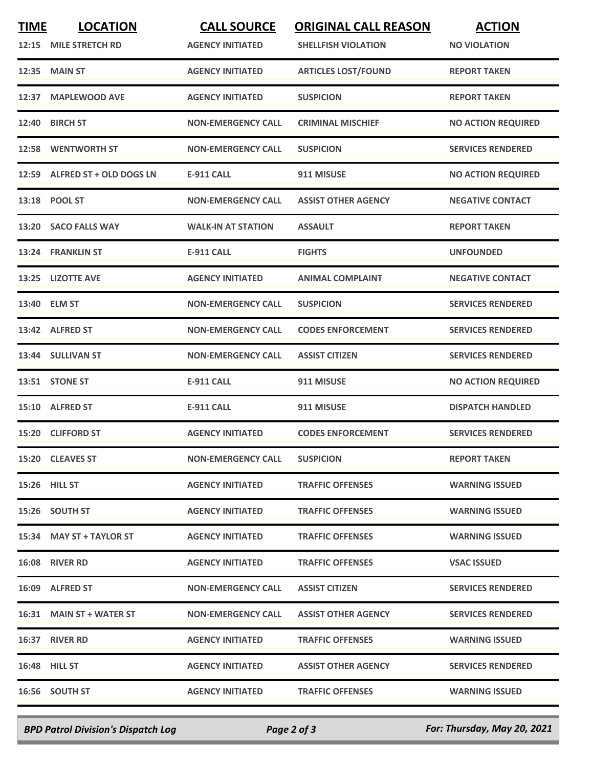| TIME | LOCATION | CALL SOURCE | ORIGINAL CALL REASON | ACTION |
|---|---|---|---|---|
| 12:15 | MILE STRETCH RD | AGENCY INITIATED | SHELLFISH VIOLATION | NO VIOLATION |
| 12:35 | MAIN ST | AGENCY INITIATED | ARTICLES LOST/FOUND | REPORT TAKEN |
| 12:37 | MAPLEWOOD AVE | AGENCY INITIATED | SUSPICION | REPORT TAKEN |
| 12:40 | BIRCH ST | NON-EMERGENCY CALL | CRIMINAL MISCHIEF | NO ACTION REQUIRED |
| 12:58 | WENTWORTH ST | NON-EMERGENCY CALL | SUSPICION | SERVICES RENDERED |
| 12:59 | ALFRED ST + OLD DOGS LN | E-911 CALL | 911 MISUSE | NO ACTION REQUIRED |
| 13:18 | POOL ST | NON-EMERGENCY CALL | ASSIST OTHER AGENCY | NEGATIVE CONTACT |
| 13:20 | SACO FALLS WAY | WALK-IN AT STATION | ASSAULT | REPORT TAKEN |
| 13:24 | FRANKLIN ST | E-911 CALL | FIGHTS | UNFOUNDED |
| 13:25 | LIZOTTE AVE | AGENCY INITIATED | ANIMAL COMPLAINT | NEGATIVE CONTACT |
| 13:40 | ELM ST | NON-EMERGENCY CALL | SUSPICION | SERVICES RENDERED |
| 13:42 | ALFRED ST | NON-EMERGENCY CALL | CODES ENFORCEMENT | SERVICES RENDERED |
| 13:44 | SULLIVAN ST | NON-EMERGENCY CALL | ASSIST CITIZEN | SERVICES RENDERED |
| 13:51 | STONE ST | E-911 CALL | 911 MISUSE | NO ACTION REQUIRED |
| 15:10 | ALFRED ST | E-911 CALL | 911 MISUSE | DISPATCH HANDLED |
| 15:20 | CLIFFORD ST | AGENCY INITIATED | CODES ENFORCEMENT | SERVICES RENDERED |
| 15:20 | CLEAVES ST | NON-EMERGENCY CALL | SUSPICION | REPORT TAKEN |
| 15:26 | HILL ST | AGENCY INITIATED | TRAFFIC OFFENSES | WARNING ISSUED |
| 15:26 | SOUTH ST | AGENCY INITIATED | TRAFFIC OFFENSES | WARNING ISSUED |
| 15:34 | MAY ST + TAYLOR ST | AGENCY INITIATED | TRAFFIC OFFENSES | WARNING ISSUED |
| 16:08 | RIVER RD | AGENCY INITIATED | TRAFFIC OFFENSES | VSAC ISSUED |
| 16:09 | ALFRED ST | NON-EMERGENCY CALL | ASSIST CITIZEN | SERVICES RENDERED |
| 16:31 | MAIN ST + WATER ST | NON-EMERGENCY CALL | ASSIST OTHER AGENCY | SERVICES RENDERED |
| 16:37 | RIVER RD | AGENCY INITIATED | TRAFFIC OFFENSES | WARNING ISSUED |
| 16:48 | HILL ST | AGENCY INITIATED | ASSIST OTHER AGENCY | SERVICES RENDERED |
| 16:56 | SOUTH ST | AGENCY INITIATED | TRAFFIC OFFENSES | WARNING ISSUED |

*BPD Patrol Division's Dispatch Log* — *For: Thursday, May 20, 2021*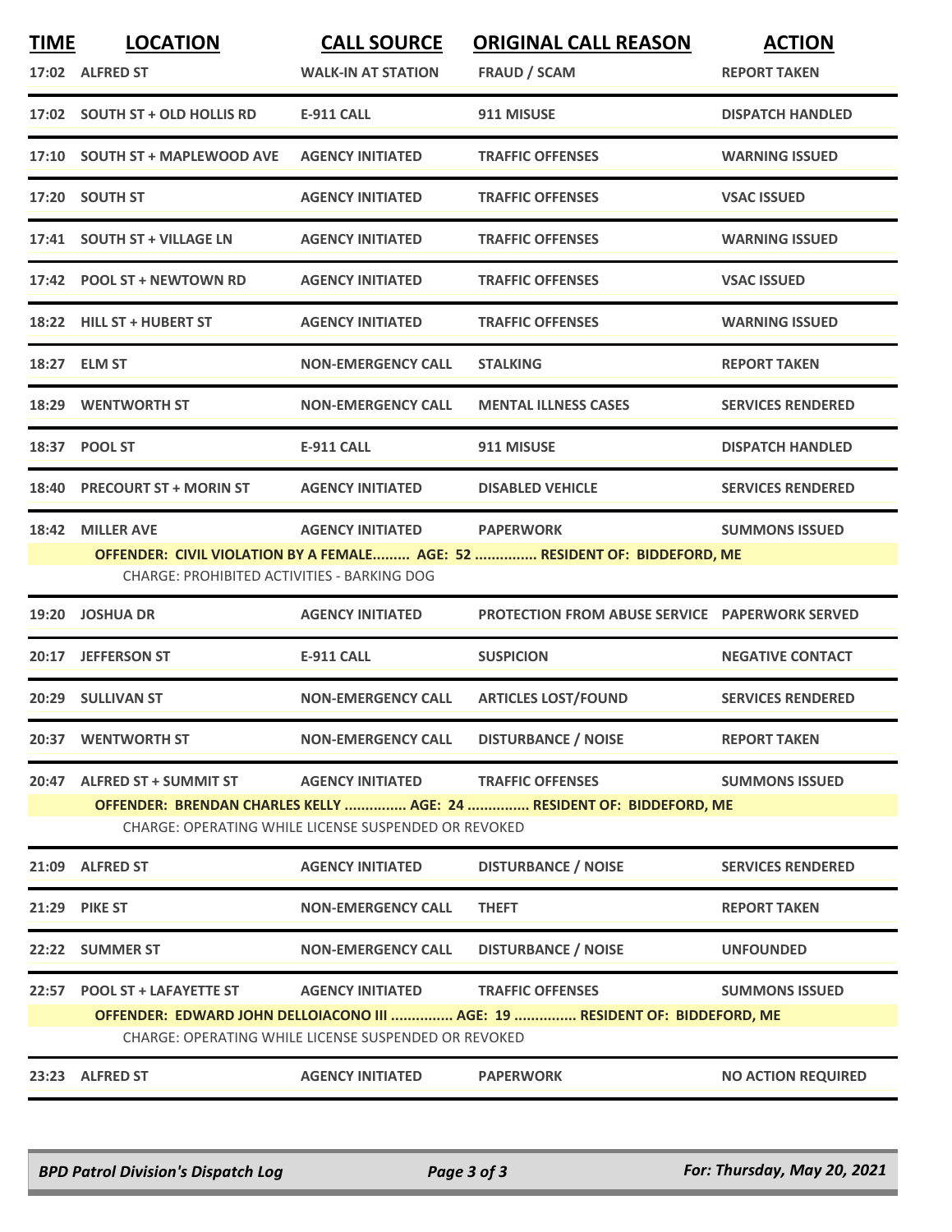| TIME | LOCATION | CALL SOURCE | ORIGINAL CALL REASON | ACTION |
|---|---|---|---|---|
| 17:02 | ALFRED ST | WALK-IN AT STATION | FRAUD / SCAM | REPORT TAKEN |
| 17:02 | SOUTH ST + OLD HOLLIS RD | E-911 CALL | 911 MISUSE | DISPATCH HANDLED |
| 17:10 | SOUTH ST + MAPLEWOOD AVE | AGENCY INITIATED | TRAFFIC OFFENSES | WARNING ISSUED |
| 17:20 | SOUTH ST | AGENCY INITIATED | TRAFFIC OFFENSES | VSAC ISSUED |
| 17:41 | SOUTH ST + VILLAGE LN | AGENCY INITIATED | TRAFFIC OFFENSES | WARNING ISSUED |
| 17:42 | POOL ST + NEWTOWN RD | AGENCY INITIATED | TRAFFIC OFFENSES | VSAC ISSUED |
| 18:22 | HILL ST + HUBERT ST | AGENCY INITIATED | TRAFFIC OFFENSES | WARNING ISSUED |
| 18:27 | ELM ST | NON-EMERGENCY CALL | STALKING | REPORT TAKEN |
| 18:29 | WENTWORTH ST | NON-EMERGENCY CALL | MENTAL ILLNESS CASES | SERVICES RENDERED |
| 18:37 | POOL ST | E-911 CALL | 911 MISUSE | DISPATCH HANDLED |
| 18:40 | PRECOURT ST + MORIN ST | AGENCY INITIATED | DISABLED VEHICLE | SERVICES RENDERED |
| 18:42 | MILLER AVE | AGENCY INITIATED | PAPERWORK | SUMMONS ISSUED |
| | OFFENDER: CIVIL VIOLATION BY A FEMALE......... AGE: 52 ............... RESIDENT OF: BIDDEFORD, ME | | | |
| | CHARGE: PROHIBITED ACTIVITIES - BARKING DOG | | | |
| 19:20 | JOSHUA DR | AGENCY INITIATED | PROTECTION FROM ABUSE SERVICE | PAPERWORK SERVED |
| 20:17 | JEFFERSON ST | E-911 CALL | SUSPICION | NEGATIVE CONTACT |
| 20:29 | SULLIVAN ST | NON-EMERGENCY CALL | ARTICLES LOST/FOUND | SERVICES RENDERED |
| 20:37 | WENTWORTH ST | NON-EMERGENCY CALL | DISTURBANCE / NOISE | REPORT TAKEN |
| 20:47 | ALFRED ST + SUMMIT ST | AGENCY INITIATED | TRAFFIC OFFENSES | SUMMONS ISSUED |
| | OFFENDER: BRENDAN CHARLES KELLY ............... AGE: 24 ............... RESIDENT OF: BIDDEFORD, ME | | | |
| | CHARGE: OPERATING WHILE LICENSE SUSPENDED OR REVOKED | | | |
| 21:09 | ALFRED ST | AGENCY INITIATED | DISTURBANCE / NOISE | SERVICES RENDERED |
| 21:29 | PIKE ST | NON-EMERGENCY CALL | THEFT | REPORT TAKEN |
| 22:22 | SUMMER ST | NON-EMERGENCY CALL | DISTURBANCE / NOISE | UNFOUNDED |
| 22:57 | POOL ST + LAFAYETTE ST | AGENCY INITIATED | TRAFFIC OFFENSES | SUMMONS ISSUED |
| | OFFENDER: EDWARD JOHN DELLOIACONO III ............... AGE: 19 ............... RESIDENT OF: BIDDEFORD, ME | | | |
| | CHARGE: OPERATING WHILE LICENSE SUSPENDED OR REVOKED | | | |
| 23:23 | ALFRED ST | AGENCY INITIATED | PAPERWORK | NO ACTION REQUIRED |

*BPD Patrol Division's Dispatch Log* — *For: Thursday, May 20, 2021*